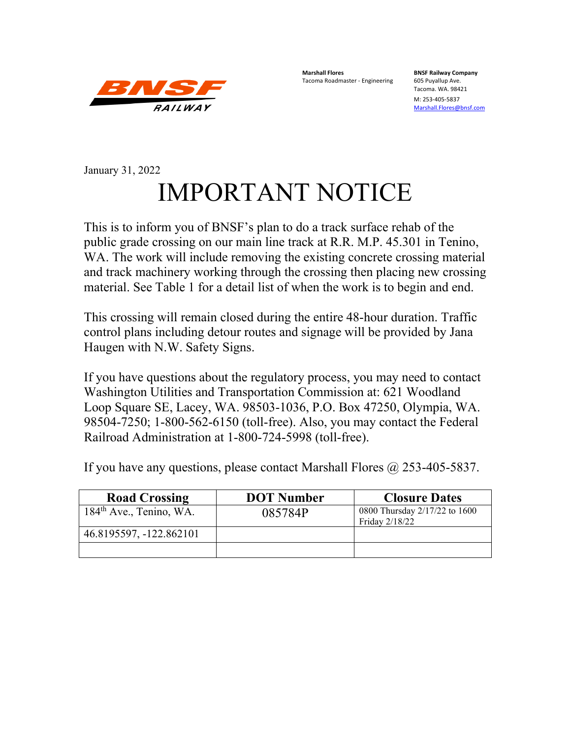BNSF RAILWAY

**Marshall Flores**
Tacoma Roadmaster - Engineering

**BNSF Railway Company**
605 Puyallup Ave.
Tacoma. WA. 98421
M: 253-405-5837
Marshall.Flores@bnsf.com

January 31, 2022

# IMPORTANT NOTICE

This is to inform you of BNSF's plan to do a track surface rehab of the public grade crossing on our main line track at R.R. M.P. 45.301 in Tenino, WA. The work will include removing the existing concrete crossing material and track machinery working through the crossing then placing new crossing material. See Table 1 for a detail list of when the work is to begin and end.

This crossing will remain closed during the entire 48-hour duration. Traffic control plans including detour routes and signage will be provided by Jana Haugen with N.W. Safety Signs.

If you have questions about the regulatory process, you may need to contact Washington Utilities and Transportation Commission at: 621 Woodland Loop Square SE, Lacey, WA. 98503-1036, P.O. Box 47250, Olympia, WA. 98504-7250; 1-800-562-6150 (toll-free). Also, you may contact the Federal Railroad Administration at 1-800-724-5998 (toll-free).

If you have any questions, please contact Marshall Flores @ 253-405-5837.

| Road Crossing | DOT Number | Closure Dates |
|---|---|---|
| 184th Ave., Tenino, WA. | 085784P | 0800 Thursday 2/17/22 to 1600 Friday 2/18/22 |
| 46.8195597, -122.862101 | | |
| | | |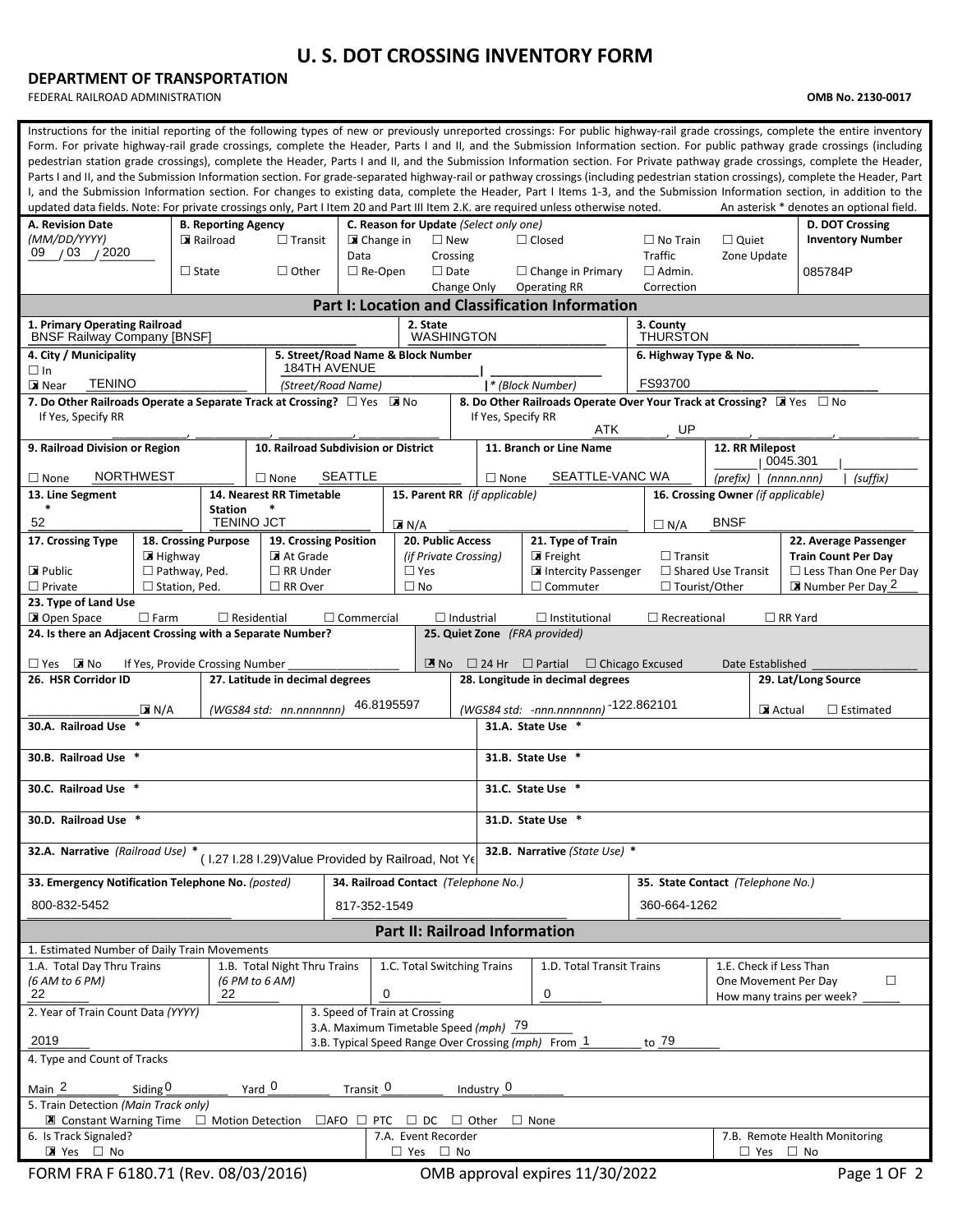# U. S. DOT CROSSING INVENTORY FORM

**DEPARTMENT OF TRANSPORTATION**

FEDERAL RAILROAD ADMINISTRATION

**OMB No. 2130-0017**

Instructions for the initial reporting of the following types of new or previously unreported crossings: For public highway-rail grade crossings, complete the entire inventory Form. For private highway-rail grade crossings, complete the Header, Parts I and II, and the Submission Information section. For public pathway grade crossings (including pedestrian station grade crossings), complete the Header, Parts I and II, and the Submission Information section. For Private pathway grade crossings, complete the Header, Parts I and II, and the Submission Information section. For grade-separated highway-rail or pathway crossings (including pedestrian station crossings), complete the Header, Part I, and the Submission Information section. For changes to existing data, complete the Header, Part I Items 1-3, and the Submission Information section, in addition to the updated data fields. Note: For private crossings only, Part I Item 20 and Part III Item 2.K. are required unless otherwise noted. An asterisk * denotes an optional field.

| A. Revision Date (MM/DD/YYYY) | B. Reporting Agency | C. Reason for Update (Select only one) | D. DOT Crossing Inventory Number |
|---|---|---|---|
| 09 / 03 / 2020 | ☒ Railroad ☐ Transit ☐ State ☐ Other | ☒ Change in Data ☐ New Crossing ☐ Closed ☐ No Train Traffic ☐ Quiet Zone Update ☐ Re-Open ☐ Date Change Only ☐ Change in Primary Operating RR ☐ Admin. Correction | 085784P |

## Part I: Location and Classification Information

**1. Primary Operating Railroad:** BNSF Railway Company [BNSF]

**2. State:** WASHINGTON

**3. County:** THURSTON

**4. City / Municipality:** ☐ In ☒ Near TENINO

**5. Street/Road Name & Block Number:** 184TH AVENUE (Street/Road Name) | * (Block Number)

**6. Highway Type & No.:** FS93700

**7. Do Other Railroads Operate a Separate Track at Crossing?** ☐ Yes ☒ No — If Yes, Specify RR

**8. Do Other Railroads Operate Over Your Track at Crossing?** ☒ Yes ☐ No — If Yes, Specify RR: ATK, UP

**9. Railroad Division or Region:** ☐ None NORTHWEST

**10. Railroad Subdivision or District:** ☐ None SEATTLE

**11. Branch or Line Name:** ☐ None SEATTLE-VANC WA

**12. RR Milepost:** (prefix) | 0045.301 (nnnn.nnn) | (suffix)

**13. Line Segment \*:** 52

**14. Nearest RR Timetable Station \*:** TENINO JCT

**15. Parent RR (if applicable):** ☒ N/A

**16. Crossing Owner (if applicable):** ☐ N/A BNSF

**17. Crossing Type:** ☒ Public ☐ Private

**18. Crossing Purpose:** ☒ Highway ☐ Pathway, Ped. ☐ Station, Ped.

**19. Crossing Position:** ☒ At Grade ☐ RR Under ☐ RR Over

**20. Public Access (if Private Crossing):** ☐ Yes ☐ No

**21. Type of Train:** ☒ Freight ☐ Transit ☒ Intercity Passenger ☐ Shared Use Transit ☐ Commuter ☐ Tourist/Other

**22. Average Passenger Train Count Per Day:** ☐ Less Than One Per Day ☒ Number Per Day 2

**23. Type of Land Use:** ☒ Open Space ☐ Farm ☐ Residential ☐ Commercial ☐ Industrial ☐ Institutional ☐ Recreational ☐ RR Yard

**24. Is there an Adjacent Crossing with a Separate Number?** ☐ Yes ☒ No — If Yes, Provide Crossing Number

**25. Quiet Zone (FRA provided):** ☒ No ☐ 24 Hr ☐ Partial ☐ Chicago Excused — Date Established

**26. HSR Corridor ID:** ☒ N/A

**27. Latitude in decimal degrees** (WGS84 std: nn.nnnnnnn): 46.8195597

**28. Longitude in decimal degrees** (WGS84 std: -nnn.nnnnnnn): -122.862101

**29. Lat/Long Source:** ☒ Actual ☐ Estimated

**30.A. Railroad Use \***

**31.A. State Use \***

**30.B. Railroad Use \***

**31.B. State Use \***

**30.C. Railroad Use \***

**31.C. State Use \***

**30.D. Railroad Use \***

**31.D. State Use \***

**32.A. Narrative (Railroad Use) \*:** ( I.27 I.28 I.29)Value Provided by Railroad, Not Ye

**32.B. Narrative (State Use) \***

**33. Emergency Notification Telephone No. (posted):** 800-832-5452

**34. Railroad Contact (Telephone No.):** 817-352-1549

**35. State Contact (Telephone No.):** 360-664-1262

## Part II: Railroad Information

**1. Estimated Number of Daily Train Movements**

| 1.A. Total Day Thru Trains (6 AM to 6 PM) | 1.B. Total Night Thru Trains (6 PM to 6 AM) | 1.C. Total Switching Trains | 1.D. Total Transit Trains | 1.E. Check if Less Than One Movement Per Day ☐ How many trains per week? |
|---|---|---|---|---|
| 22 | 22 | 0 | 0 | |

**2. Year of Train Count Data (YYYY):** 2019

**3. Speed of Train at Crossing**

3.A. Maximum Timetable Speed (mph) 79

3.B. Typical Speed Range Over Crossing (mph) From 1 to 79

**4. Type and Count of Tracks**

Main 2 Siding 0 Yard 0 Transit 0 Industry 0

**5. Train Detection (Main Track only)**

☒ Constant Warning Time ☐ Motion Detection ☐AFO ☐ PTC ☐ DC ☐ Other ☐ None

**6. Is Track Signaled?** ☒ Yes ☐ No

**7.A. Event Recorder** ☐ Yes ☐ No

**7.B. Remote Health Monitoring** ☐ Yes ☐ No

FORM FRA F 6180.71 (Rev. 08/03/2016) OMB approval expires 11/30/2022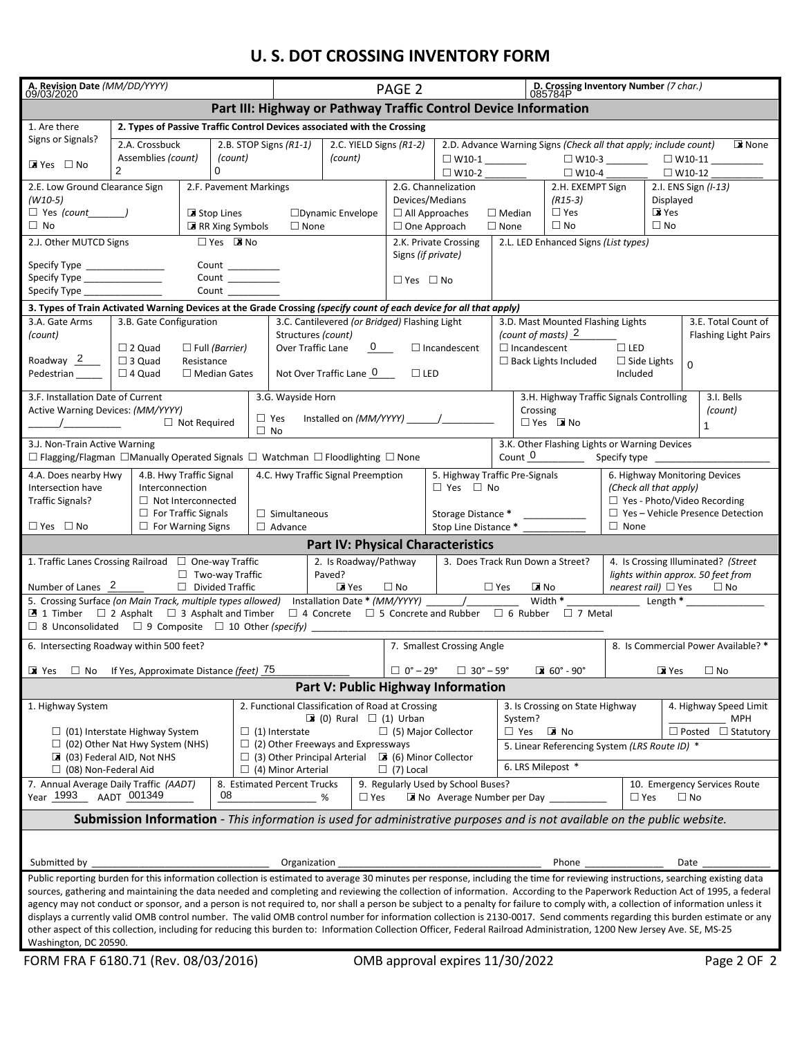# U. S. DOT CROSSING INVENTORY FORM

**A. Revision Date** *(MM/DD/YYYY)* 09/03/2020 | PAGE 2 | **D. Crossing Inventory Number** *(7 char.)* 085784P

## Part III: Highway or Pathway Traffic Control Device Information

**1. Are there Signs or Signals?** ☒ Yes ☐ No

**2. Types of Passive Traffic Control Devices associated with the Crossing**

- 2.A. Crossbuck Assemblies *(count)*: 2
- 2.B. STOP Signs (R1-1) *(count)*: 0
- 2.C. YIELD Signs (R1-2) *(count)*:
- 2.D. Advance Warning Signs *(Check all that apply; include count)* ☒ None — ☐ W10-1 ____ ☐ W10-3 ____ ☐ W10-11 ____ ☐ W10-2 ____ ☐ W10-4 ____ ☐ W10-12 ____
- 2.E. Low Ground Clearance Sign (W10-5): ☐ Yes *(count____)* ☐ No
- 2.F. Pavement Markings: ☒ Stop Lines ☐ Dynamic Envelope ☒ RR Xing Symbols ☐ None
- 2.G. Channelization Devices/Medians: ☐ All Approaches ☐ Median ☐ One Approach ☐ None
- 2.H. EXEMPT Sign (R15-3): ☐ Yes ☐ No
- 2.I. ENS Sign (I-13) Displayed: ☒ Yes ☐ No
- 2.J. Other MUTCD Signs: ☐ Yes ☒ No — Specify Type ____ Count ____ (×3)
- 2.K. Private Crossing Signs *(if private)*: ☐ Yes ☐ No
- 2.L. LED Enhanced Signs *(List types)*:

**3. Types of Train Activated Warning Devices at the Grade Crossing** *(specify count of each device for all that apply)*

- 3.A. Gate Arms *(count)*: Roadway 2 Pedestrian ____
- 3.B. Gate Configuration: ☐ 2 Quad ☐ 3 Quad ☐ 4 Quad ☐ Full *(Barrier)* Resistance ☐ Median Gates
- 3.C. Cantilevered *(or Bridged)* Flashing Light Structures *(count)*: Over Traffic Lane 0 ☐ Incandescent; Not Over Traffic Lane 0 ☐ LED
- 3.D. Mast Mounted Flashing Lights *(count of masts)* 2: ☐ Incandescent ☐ LED ☐ Back Lights Included ☐ Side Lights Included
- 3.E. Total Count of Flashing Light Pairs: 0
- 3.F. Installation Date of Current Active Warning Devices: *(MM/YYYY)* ____/____ ☐ Not Required
- 3.G. Wayside Horn: ☐ Yes Installed on *(MM/YYYY)* ____/____ ☐ No
- 3.H. Highway Traffic Signals Controlling Crossing: ☐ Yes ☒ No
- 3.I. Bells *(count)*: 1
- 3.J. Non-Train Active Warning: ☐ Flagging/Flagman ☐ Manually Operated Signals ☐ Watchman ☐ Floodlighting ☐ None
- 3.K. Other Flashing Lights or Warning Devices: Count 0 Specify type ____
- 4.A. Does nearby Hwy Intersection have Traffic Signals? ☐ Yes ☐ No
- 4.B. Hwy Traffic Signal Interconnection: ☐ Not Interconnected ☐ For Traffic Signals ☐ For Warning Signs
- 4.C. Hwy Traffic Signal Preemption: ☐ Simultaneous ☐ Advance
- 5. Highway Traffic Pre-Signals: ☐ Yes ☐ No — Storage Distance * ____ Stop Line Distance * ____
- 6. Highway Monitoring Devices *(Check all that apply)*: ☐ Yes - Photo/Video Recording ☐ Yes – Vehicle Presence Detection ☐ None

## Part IV: Physical Characteristics

- 1. Traffic Lanes Crossing Railroad: ☐ One-way Traffic ☐ Two-way Traffic ☐ Divided Traffic — Number of Lanes 2
- 2. Is Roadway/Pathway Paved? ☒ Yes ☐ No
- 3. Does Track Run Down a Street? ☐ Yes ☒ No
- 4. Is Crossing Illuminated? *(Street lights within approx. 50 feet from nearest rail)* ☐ Yes ☐ No
- 5. Crossing Surface *(on Main Track, multiple types allowed)* Installation Date * *(MM/YYYY)* ____/____ Width * ____ Length * ____
  ☒ 1 Timber ☐ 2 Asphalt ☐ 3 Asphalt and Timber ☐ 4 Concrete ☐ 5 Concrete and Rubber ☐ 6 Rubber ☐ 7 Metal ☐ 8 Unconsolidated ☐ 9 Composite ☐ 10 Other *(specify)* ____
- 6. Intersecting Roadway within 500 feet? ☒ Yes ☐ No If Yes, Approximate Distance *(feet)* 75
- 7. Smallest Crossing Angle: ☐ 0° – 29° ☐ 30° – 59° ☒ 60° - 90°
- 8. Is Commercial Power Available? * ☒ Yes ☐ No

## Part V: Public Highway Information

- 1. Highway System: ☐ (01) Interstate Highway System ☐ (02) Other Nat Hwy System (NHS) ☒ (03) Federal AID, Not NHS ☐ (08) Non-Federal Aid
- 2. Functional Classification of Road at Crossing: ☒ (0) Rural ☐ (1) Urban — ☐ (1) Interstate ☐ (5) Major Collector ☐ (2) Other Freeways and Expressways ☐ (3) Other Principal Arterial ☒ (6) Minor Collector ☐ (4) Minor Arterial ☐ (7) Local
- 3. Is Crossing on State Highway System? ☐ Yes ☒ No
- 4. Highway Speed Limit ____ MPH ☐ Posted ☐ Statutory
- 5. Linear Referencing System *(LRS Route ID)* *
- 6. LRS Milepost *
- 7. Annual Average Daily Traffic *(AADT)*: Year 1993 AADT 001349
- 8. Estimated Percent Trucks: 08 %
- 9. Regularly Used by School Buses? ☐ Yes ☒ No Average Number per Day ____
- 10. Emergency Services Route: ☐ Yes ☐ No

**Submission Information** - *This information is used for administrative purposes and is not available on the public website.*

Submitted by ____ Organization ____ Phone ____ Date ____

Public reporting burden for this information collection is estimated to average 30 minutes per response, including the time for reviewing instructions, searching existing data sources, gathering and maintaining the data needed and completing and reviewing the collection of information. According to the Paperwork Reduction Act of 1995, a federal agency may not conduct or sponsor, and a person is not required to, nor shall a person be subject to a penalty for failure to comply with, a collection of information unless it displays a currently valid OMB control number. The valid OMB control number for this information collection is 2130-0017. Send comments regarding this burden estimate or any other aspect of this collection, including for reducing this burden to: Information Collection Officer, Federal Railroad Administration, 1200 New Jersey Ave. SE, MS-25 Washington, DC 20590.

FORM FRA F 6180.71 (Rev. 08/03/2016) OMB approval expires 11/30/2022